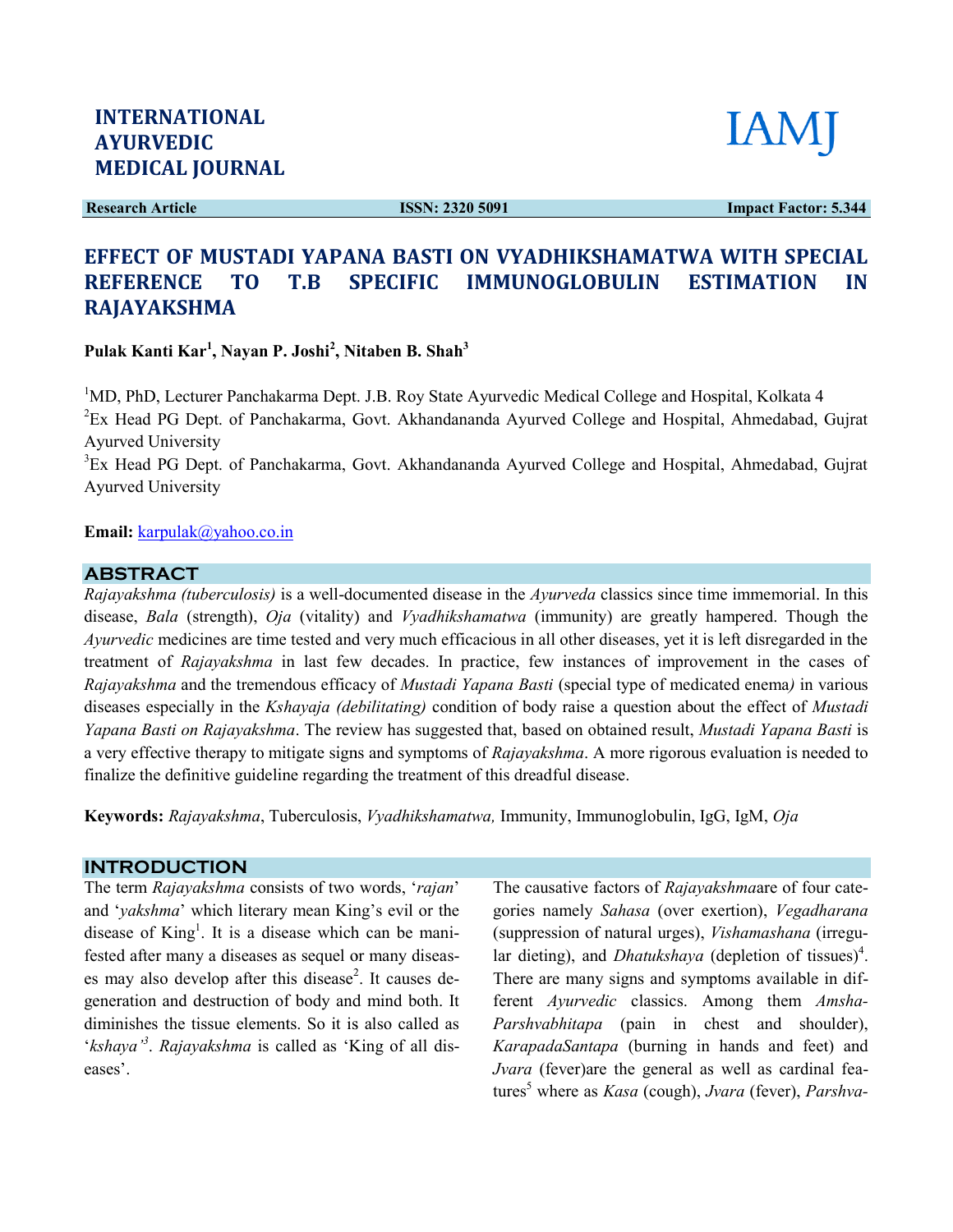**INTERNATIONAL AYURVEDIC MEDICAL JOURNAL**

**IAMJ**

**Research Article** **ISSN: 2320 5091** **Impact Factor: 5.344**

# EFFECT OF MUSTADI YAPANA BASTI ON VYADHIKSHAMATWA WITH SPECIAL REFERENCE TO T.B SPECIFIC IMMUNOGLOBULIN ESTIMATION IN RAJAYAKSHMA

**Pulak Kanti Kar[1], Nayan P. Joshi[2], Nitaben B. Shah[3]**

[1]MD, PhD, Lecturer Panchakarma Dept. J.B. Roy State Ayurvedic Medical College and Hospital, Kolkata 4
[2]Ex Head PG Dept. of Panchakarma, Govt. Akhandananda Ayurved College and Hospital, Ahmedabad, Gujrat Ayurved University
[3]Ex Head PG Dept. of Panchakarma, Govt. Akhandananda Ayurved College and Hospital, Ahmedabad, Gujrat Ayurved University

**Email:** karpulak@yahoo.co.in

## ABSTRACT

*Rajayakshma (tuberculosis)* is a well-documented disease in the *Ayurveda* classics since time immemorial. In this disease, *Bala* (strength), *Oja* (vitality) and *Vyadhikshamatwa* (immunity) are greatly hampered. Though the *Ayurvedic* medicines are time tested and very much efficacious in all other diseases, yet it is left disregarded in the treatment of *Rajayakshma* in last few decades. In practice, few instances of improvement in the cases of *Rajayakshma* and the tremendous efficacy of *Mustadi Yapana Basti* (special type of medicated enema*)* in various diseases especially in the *Kshayaja (debilitating)* condition of body raise a question about the effect of *Mustadi Yapana Basti on Rajayakshma*. The review has suggested that, based on obtained result, *Mustadi Yapana Basti* is a very effective therapy to mitigate signs and symptoms of *Rajayakshma*. A more rigorous evaluation is needed to finalize the definitive guideline regarding the treatment of this dreadful disease.

**Keywords:** *Rajayakshma*, Tuberculosis, *Vyadhikshamatwa,* Immunity, Immunoglobulin, IgG, IgM, *Oja*

## INTRODUCTION

The term *Rajayakshma* consists of two words, '*rajan*' and '*yakshma*' which literary mean King's evil or the disease of King[1]. It is a disease which can be manifested after many a diseases as sequel or many diseases may also develop after this disease[2]. It causes degeneration and destruction of body and mind both. It diminishes the tissue elements. So it is also called as '*kshaya'*[3]. *Rajayakshma* is called as 'King of all diseases'.

The causative factors of *Rajayakshma*are of four categories namely *Sahasa* (over exertion), *Vegadharana* (suppression of natural urges), *Vishamashana* (irregular dieting), and *Dhatukshaya* (depletion of tissues)[4]. There are many signs and symptoms available in different *Ayurvedic* classics. Among them *Amsha-Parshvabhitapa* (pain in chest and shoulder), *KarapadaSantapa* (burning in hands and feet) and *Jvara* (fever)are the general as well as cardinal features[5] where as *Kasa* (cough), *Jvara* (fever), *Parshva-*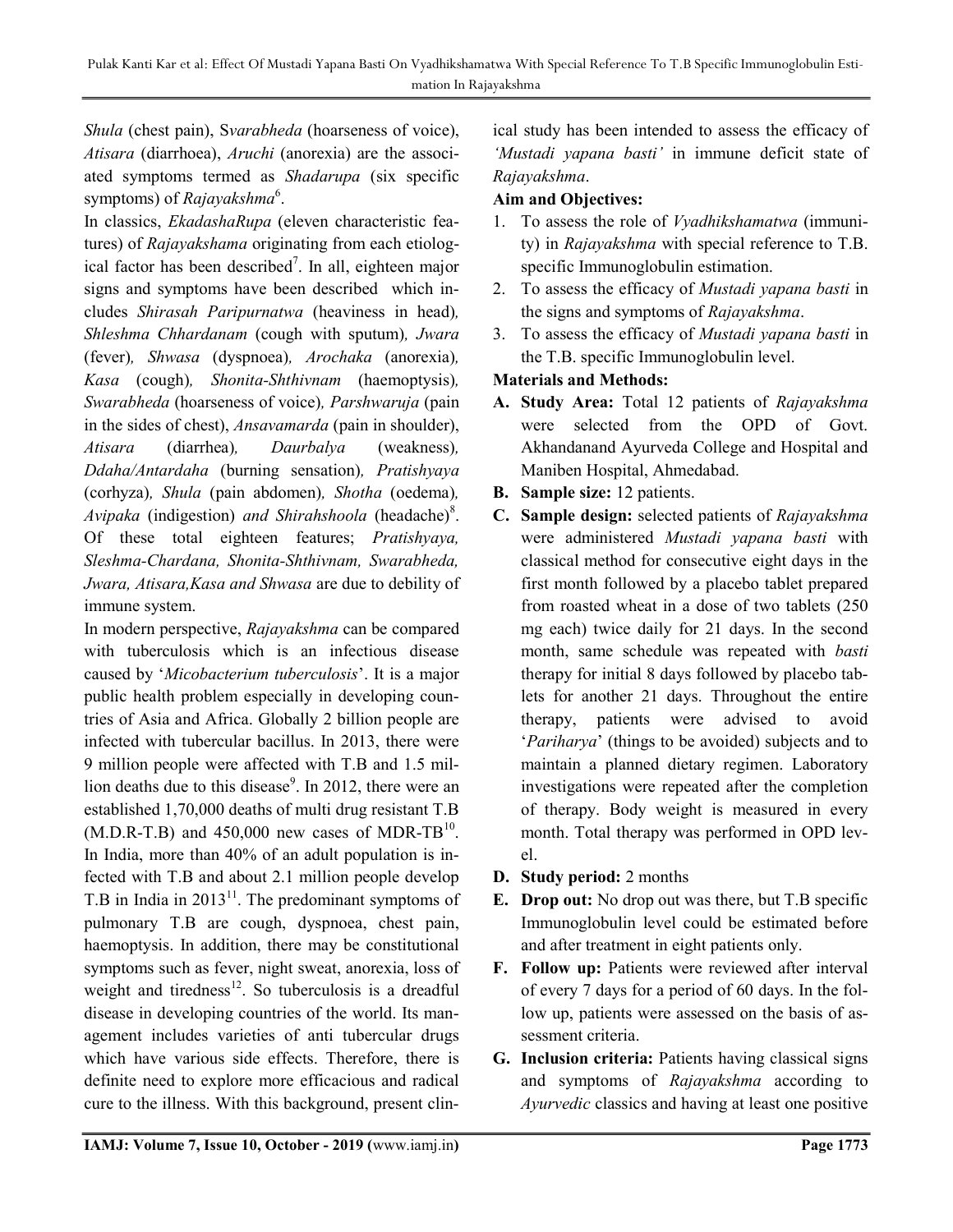*Shula* (chest pain), S*varabheda* (hoarseness of voice), *Atisara* (diarrhoea), *Aruchi* (anorexia) are the associated symptoms termed as *Shadarupa* (six specific symptoms) of *Rajayakshma*[6].

In classics, *EkadashaRupa* (eleven characteristic features) of *Rajayakshama* originating from each etiological factor has been described[7]. In all, eighteen major signs and symptoms have been described which includes *Shirasah Paripurnatwa* (heaviness in head)*, Shleshma Chhardanam* (cough with sputum)*, Jwara* (fever)*, Shwasa* (dyspnoea)*, Arochaka* (anorexia)*, Kasa* (cough)*, Shonita-Shthivnam* (haemoptysis)*, Swarabheda* (hoarseness of voice)*, Parshwaruja* (pain in the sides of chest), *Ansavamarda* (pain in shoulder), *Atisara* (diarrhea)*, Daurbalya* (weakness)*, Ddaha/Antardaha* (burning sensation)*, Pratishyaya* (corhyza)*, Shula* (pain abdomen)*, Shotha* (oedema)*, Avipaka* (indigestion) *and Shirahshoola* (headache)[8]. Of these total eighteen features; *Pratishyaya, Sleshma-Chardana, Shonita-Shthivnam, Swarabheda, Jwara, Atisara,Kasa and Shwasa* are due to debility of immune system.

In modern perspective, *Rajayakshma* can be compared with tuberculosis which is an infectious disease caused by '*Micobacterium tuberculosis*'. It is a major public health problem especially in developing countries of Asia and Africa. Globally 2 billion people are infected with tubercular bacillus. In 2013, there were 9 million people were affected with T.B and 1.5 million deaths due to this disease[9]. In 2012, there were an established 1,70,000 deaths of multi drug resistant T.B (M.D.R-T.B) and 450,000 new cases of MDR-TB[10]. In India, more than 40% of an adult population is infected with T.B and about 2.1 million people develop T.B in India in 2013[11]. The predominant symptoms of pulmonary T.B are cough, dyspnoea, chest pain, haemoptysis. In addition, there may be constitutional symptoms such as fever, night sweat, anorexia, loss of weight and tiredness[12]. So tuberculosis is a dreadful disease in developing countries of the world. Its management includes varieties of anti tubercular drugs which have various side effects. Therefore, there is definite need to explore more efficacious and radical cure to the illness. With this background, present clinical study has been intended to assess the efficacy of *'Mustadi yapana basti'* in immune deficit state of *Rajayakshma*.

**Aim and Objectives:**

1. To assess the role of *Vyadhikshamatwa* (immunity) in *Rajayakshma* with special reference to T.B. specific Immunoglobulin estimation.
2. To assess the efficacy of *Mustadi yapana basti* in the signs and symptoms of *Rajayakshma*.
3. To assess the efficacy of *Mustadi yapana basti* in the T.B. specific Immunoglobulin level.

**Materials and Methods:**

- **A. Study Area:** Total 12 patients of *Rajayakshma* were selected from the OPD of Govt. Akhandanand Ayurveda College and Hospital and Maniben Hospital, Ahmedabad.
- **B. Sample size:** 12 patients.
- **C. Sample design:** selected patients of *Rajayakshma* were administered *Mustadi yapana basti* with classical method for consecutive eight days in the first month followed by a placebo tablet prepared from roasted wheat in a dose of two tablets (250 mg each) twice daily for 21 days. In the second month, same schedule was repeated with *basti* therapy for initial 8 days followed by placebo tablets for another 21 days. Throughout the entire therapy, patients were advised to avoid '*Pariharya*' (things to be avoided) subjects and to maintain a planned dietary regimen. Laboratory investigations were repeated after the completion of therapy. Body weight is measured in every month. Total therapy was performed in OPD level.
- **D. Study period:** 2 months
- **E. Drop out:** No drop out was there, but T.B specific Immunoglobulin level could be estimated before and after treatment in eight patients only.
- **F. Follow up:** Patients were reviewed after interval of every 7 days for a period of 60 days. In the follow up, patients were assessed on the basis of assessment criteria.
- **G. Inclusion criteria:** Patients having classical signs and symptoms of *Rajayakshma* according to *Ayurvedic* classics and having at least one positive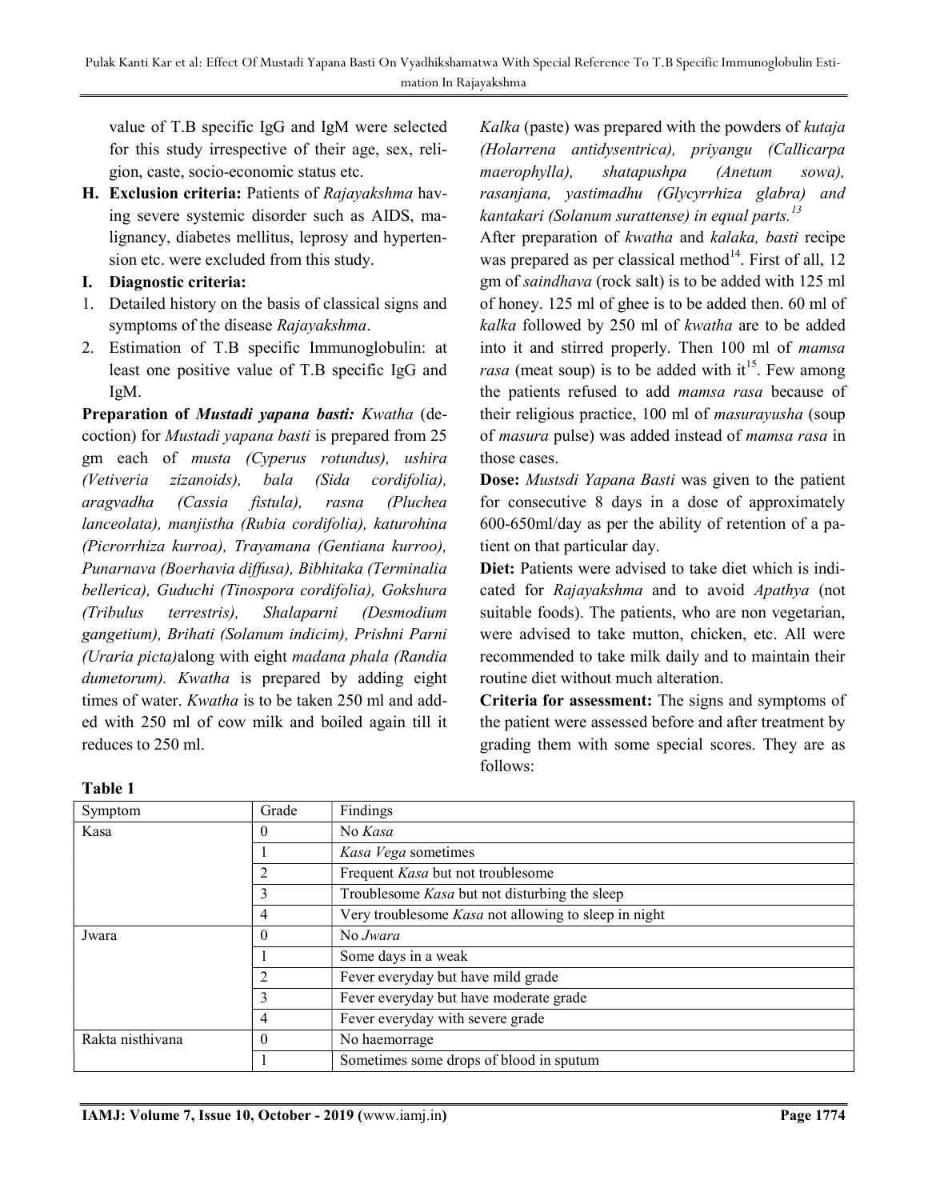value of T.B specific IgG and IgM were selected for this study irrespective of their age, sex, religion, caste, socio-economic status etc.

**H. Exclusion criteria:** Patients of *Rajayakshma* having severe systemic disorder such as AIDS, malignancy, diabetes mellitus, leprosy and hypertension etc. were excluded from this study.

**I. Diagnostic criteria:**

1. Detailed history on the basis of classical signs and symptoms of the disease *Rajayakshma*.
2. Estimation of T.B specific Immunoglobulin: at least one positive value of T.B specific IgG and IgM.

**Preparation of *Mustadi yapana basti:*** *Kwatha* (decoction) for *Mustadi yapana basti* is prepared from 25 gm each of *musta (Cyperus rotundus), ushira (Vetiveria zizanoids), bala (Sida cordifolia), aragvadha (Cassia fistula), rasna (Pluchea lanceolata), manjistha (Rubia cordifolia), katurohina (Picrorrhiza kurroa), Trayamana (Gentiana kurroo), Punarnava (Boerhavia diffusa), Bibhitaka (Terminalia bellerica), Guduchi (Tinospora cordifolia), Gokshura (Tribulus terrestris), Shalaparni (Desmodium gangetium), Brihati (Solanum indicim), Prishni Parni (Uraria picta)*along with eight *madana phala (Randia dumetorum). Kwatha* is prepared by adding eight times of water. *Kwatha* is to be taken 250 ml and added with 250 ml of cow milk and boiled again till it reduces to 250 ml.

*Kalka* (paste) was prepared with the powders of *kutaja (Holarrena antidysentrica), priyangu (Callicarpa maerophylla), shatapushpa (Anetum sowa), rasanjana, yastimadhu (Glycyrrhiza glabra) and kantakari (Solanum surattense) in equal parts.*[13]

After preparation of *kwatha* and *kalaka, basti* recipe was prepared as per classical method[14]. First of all, 12 gm of *saindhava* (rock salt) is to be added with 125 ml of honey. 125 ml of ghee is to be added then. 60 ml of *kalka* followed by 250 ml of *kwatha* are to be added into it and stirred properly. Then 100 ml of *mamsa rasa* (meat soup) is to be added with it[15]. Few among the patients refused to add *mamsa rasa* because of their religious practice, 100 ml of *masurayusha* (soup of *masura* pulse) was added instead of *mamsa rasa* in those cases.

**Dose:** *Mustsdi Yapana Basti* was given to the patient for consecutive 8 days in a dose of approximately 600-650ml/day as per the ability of retention of a patient on that particular day.

**Diet:** Patients were advised to take diet which is indicated for *Rajayakshma* and to avoid *Apathya* (not suitable foods). The patients, who are non vegetarian, were advised to take mutton, chicken, etc. All were recommended to take milk daily and to maintain their routine diet without much alteration.

**Criteria for assessment:** The signs and symptoms of the patient were assessed before and after treatment by grading them with some special scores. They are as follows:

**Table 1**

| Symptom | Grade | Findings |
|---|---|---|
| Kasa | 0 | No *Kasa* |
| | 1 | *Kasa Vega* sometimes |
| | 2 | Frequent *Kasa* but not troublesome |
| | 3 | Troublesome *Kasa* but not disturbing the sleep |
| | 4 | Very troublesome *Kasa* not allowing to sleep in night |
| Jwara | 0 | No *Jwara* |
| | 1 | Some days in a weak |
| | 2 | Fever everyday but have mild grade |
| | 3 | Fever everyday but have moderate grade |
| | 4 | Fever everyday with severe grade |
| Rakta nisthivana | 0 | No haemorrage |
| | 1 | Sometimes some drops of blood in sputum |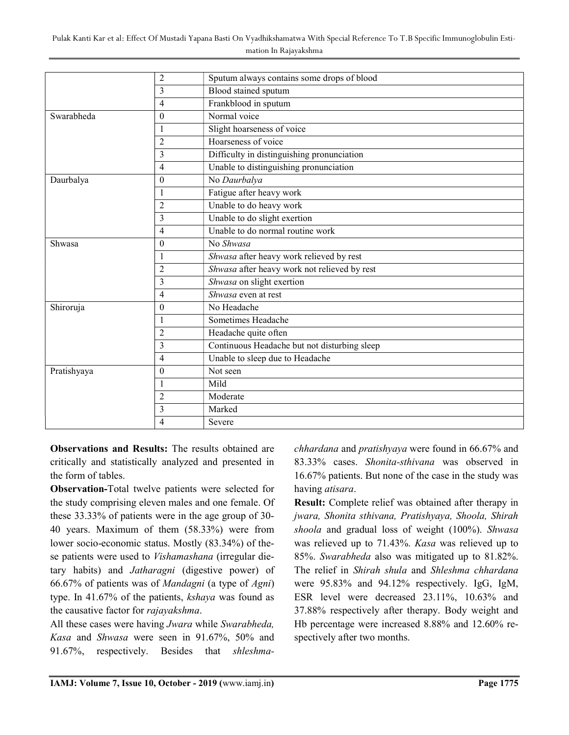| | 2 | Sputum always contains some drops of blood |
|---|---|---|
| | 3 | Blood stained sputum |
| | 4 | Frankblood in sputum |
| Swarabheda | 0 | Normal voice |
| | 1 | Slight hoarseness of voice |
| | 2 | Hoarseness of voice |
| | 3 | Difficulty in distinguishing pronunciation |
| | 4 | Unable to distinguishing pronunciation |
| Daurbalya | 0 | No *Daurbalya* |
| | 1 | Fatigue after heavy work |
| | 2 | Unable to do heavy work |
| | 3 | Unable to do slight exertion |
| | 4 | Unable to do normal routine work |
| Shwasa | 0 | No *Shwasa* |
| | 1 | *Shwasa* after heavy work relieved by rest |
| | 2 | *Shwasa* after heavy work not relieved by rest |
| | 3 | *Shwasa* on slight exertion |
| | 4 | *Shwasa* even at rest |
| Shiroruja | 0 | No Headache |
| | 1 | Sometimes Headache |
| | 2 | Headache quite often |
| | 3 | Continuous Headache but not disturbing sleep |
| | 4 | Unable to sleep due to Headache |
| Pratishyaya | 0 | Not seen |
| | 1 | Mild |
| | 2 | Moderate |
| | 3 | Marked |
| | 4 | Severe |

**Observations and Results:** The results obtained are critically and statistically analyzed and presented in the form of tables.

**Observation-**Total twelve patients were selected for the study comprising eleven males and one female. Of these 33.33% of patients were in the age group of 30-40 years. Maximum of them (58.33%) were from lower socio-economic status. Mostly (83.34%) of these patients were used to *Vishamashana* (irregular dietary habits) and *Jatharagni* (digestive power) of 66.67% of patients was of *Mandagni* (a type of *Agni*) type. In 41.67% of the patients, *kshaya* was found as the causative factor for *rajayakshma*.

All these cases were having *Jwara* while *Swarabheda, Kasa* and *Shwasa* were seen in 91.67%, 50% and 91.67%, respectively. Besides that *shleshma-chhardana* and *pratishyaya* were found in 66.67% and 83.33% cases. *Shonita-sthivana* was observed in 16.67% patients. But none of the case in the study was having *atisara*.

**Result:** Complete relief was obtained after therapy in *jwara, Shonita sthivana, Pratishyaya, Shoola, Shirah shoola* and gradual loss of weight (100%). *Shwasa* was relieved up to 71.43%. *Kasa* was relieved up to 85%. *Swarabheda* also was mitigated up to 81.82%. The relief in *Shirah shula* and *Shleshma chhardana* were 95.83% and 94.12% respectively. IgG, IgM, ESR level were decreased 23.11%, 10.63% and 37.88% respectively after therapy. Body weight and Hb percentage were increased 8.88% and 12.60% respectively after two months.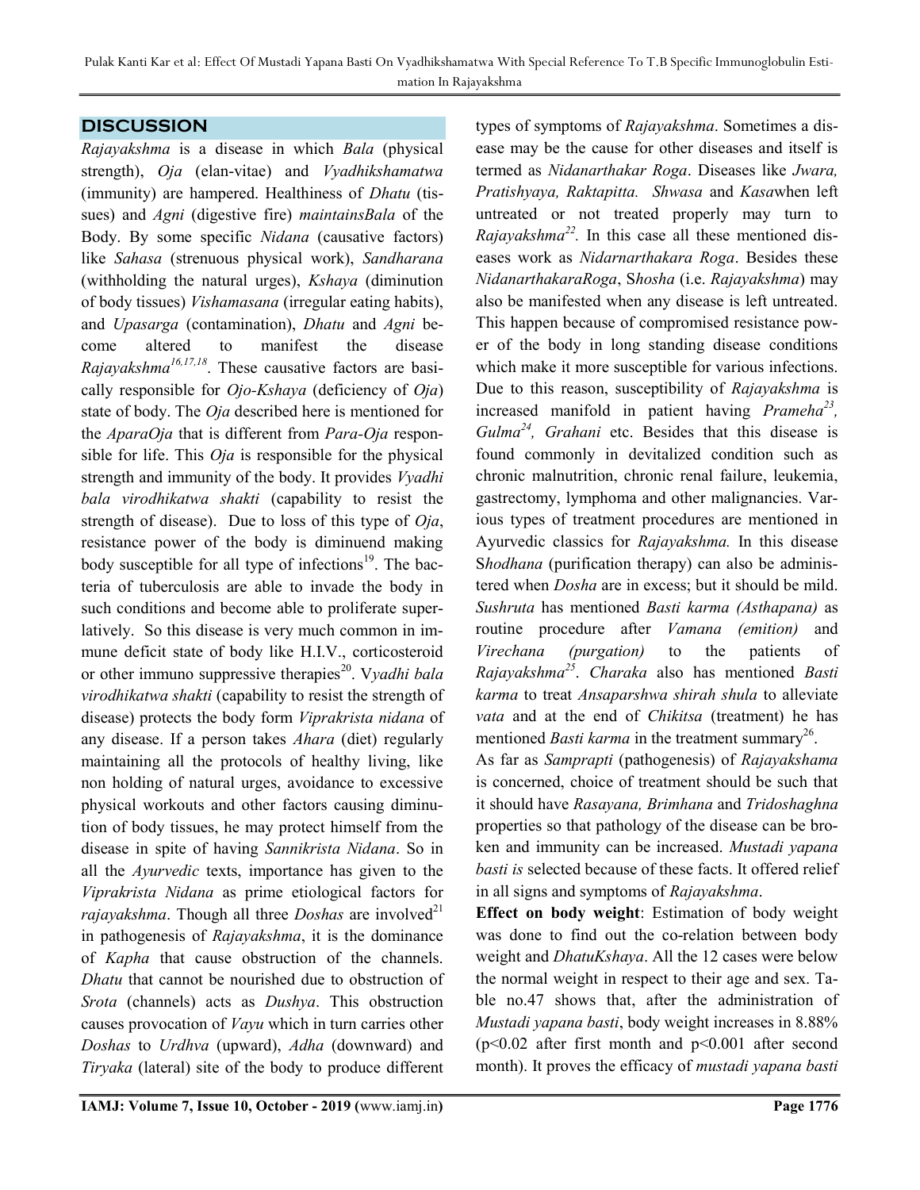## DISCUSSION

*Rajayakshma* is a disease in which *Bala* (physical strength), *Oja* (elan-vitae) and *Vyadhikshamatwa* (immunity) are hampered. Healthiness of *Dhatu* (tissues) and *Agni* (digestive fire) *maintainsBala* of the Body. By some specific *Nidana* (causative factors) like *Sahasa* (strenuous physical work), *Sandharana* (withholding the natural urges), *Kshaya* (diminution of body tissues) *Vishamasana* (irregular eating habits), and *Upasarga* (contamination), *Dhatu* and *Agni* become altered to manifest the disease *Rajayakshma*[16,17,18]. These causative factors are basically responsible for *Ojo-Kshaya* (deficiency of *Oja*) state of body. The *Oja* described here is mentioned for the *AparaOja* that is different from *Para-Oja* responsible for life. This *Oja* is responsible for the physical strength and immunity of the body. It provides *Vyadhi bala virodhikatwa shakti* (capability to resist the strength of disease). Due to loss of this type of *Oja*, resistance power of the body is diminuend making body susceptible for all type of infections[19]. The bacteria of tuberculosis are able to invade the body in such conditions and become able to proliferate superlatively. So this disease is very much common in immune deficit state of body like H.I.V., corticosteroid or other immuno suppressive therapies[20]. V*yadhi bala virodhikatwa shakti* (capability to resist the strength of disease) protects the body form *Viprakrista nidana* of any disease. If a person takes *Ahara* (diet) regularly maintaining all the protocols of healthy living, like non holding of natural urges, avoidance to excessive physical workouts and other factors causing diminution of body tissues, he may protect himself from the disease in spite of having *Sannikrista Nidana*. So in all the *Ayurvedic* texts, importance has given to the *Viprakrista Nidana* as prime etiological factors for *rajayakshma*. Though all three *Doshas* are involved[21] in pathogenesis of *Rajayakshma*, it is the dominance of *Kapha* that cause obstruction of the channels. *Dhatu* that cannot be nourished due to obstruction of *Srota* (channels) acts as *Dushya*. This obstruction causes provocation of *Vayu* which in turn carries other *Doshas* to *Urdhva* (upward), *Adha* (downward) and *Tiryaka* (lateral) site of the body to produce different types of symptoms of *Rajayakshma*. Sometimes a disease may be the cause for other diseases and itself is termed as *Nidanarthakar Roga*. Diseases like *Jwara, Pratishyaya, Raktapitta. Shwasa* and *Kasa*when left untreated or not treated properly may turn to *Rajayakshma*[22]. In this case all these mentioned diseases work as *Nidarnarthakara Roga*. Besides these *NidanarthakaraRoga*, S*hosha* (i.e. *Rajayakshma*) may also be manifested when any disease is left untreated. This happen because of compromised resistance power of the body in long standing disease conditions which make it more susceptible for various infections. Due to this reason, susceptibility of *Rajayakshma* is increased manifold in patient having *Prameha*[23], *Gulma*[24], *Grahani* etc. Besides that this disease is found commonly in devitalized condition such as chronic malnutrition, chronic renal failure, leukemia, gastrectomy, lymphoma and other malignancies. Various types of treatment procedures are mentioned in Ayurvedic classics for *Rajayakshma.* In this disease S*hodhana* (purification therapy) can also be administered when *Dosha* are in excess; but it should be mild. *Sushruta* has mentioned *Basti karma (Asthapana)* as routine procedure after *Vamana (emition)* and *Virechana (purgation)* to the patients of *Rajayakshma*[25]. *Charaka* also has mentioned *Basti karma* to treat *Ansaparshwa shirah shula* to alleviate *vata* and at the end of *Chikitsa* (treatment) he has mentioned *Basti karma* in the treatment summary[26].

As far as *Samprapti* (pathogenesis) of *Rajayakshama* is concerned, choice of treatment should be such that it should have *Rasayana, Brimhana* and *Tridoshaghna* properties so that pathology of the disease can be broken and immunity can be increased. *Mustadi yapana basti is* selected because of these facts. It offered relief in all signs and symptoms of *Rajayakshma*.

**Effect on body weight**: Estimation of body weight was done to find out the co-relation between body weight and *DhatuKshaya*. All the 12 cases were below the normal weight in respect to their age and sex. Table no.47 shows that, after the administration of *Mustadi yapana basti*, body weight increases in 8.88% ($p<0.02$ after first month and $p<0.001$ after second month). It proves the efficacy of *mustadi yapana basti*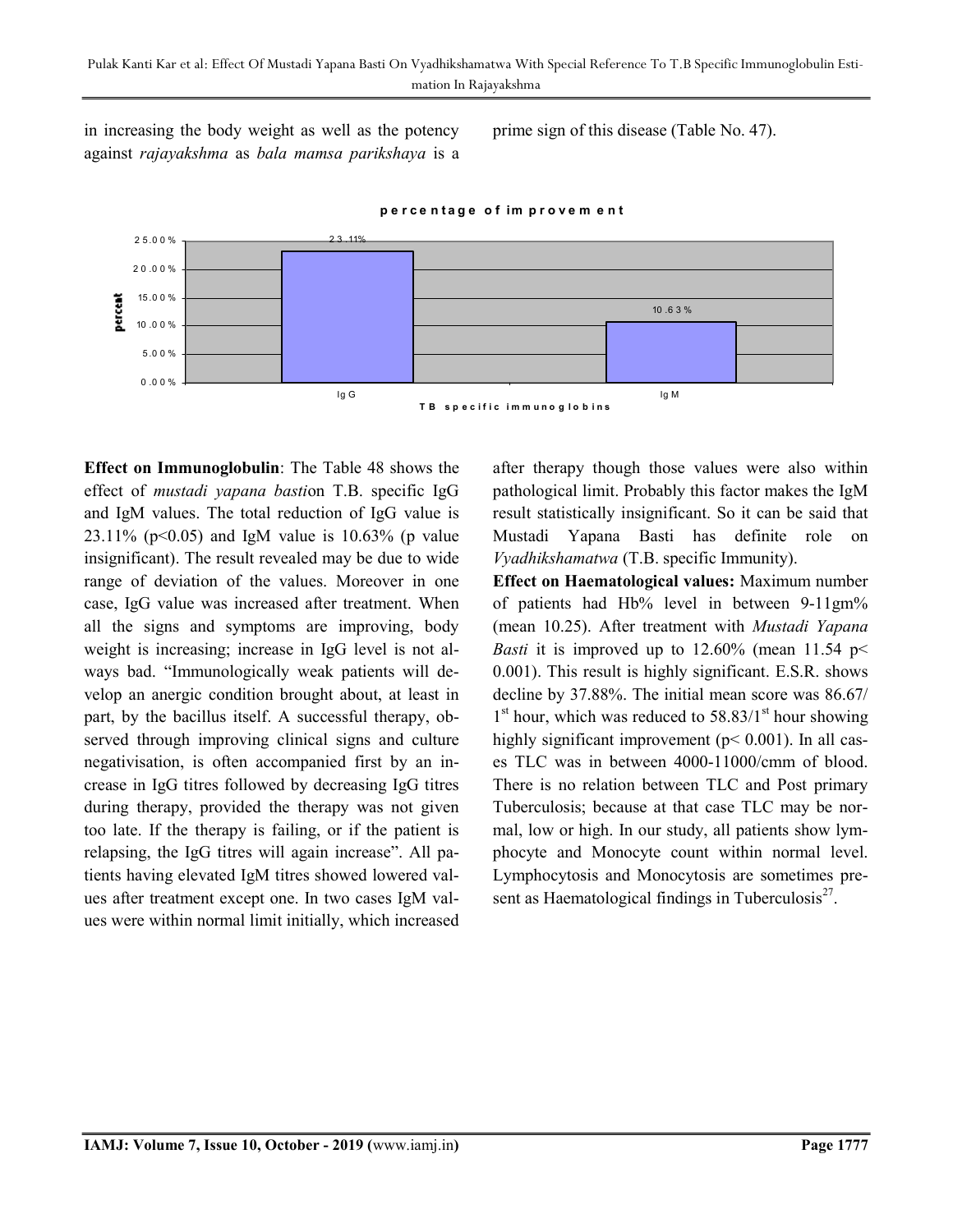in increasing the body weight as well as the potency against *rajayakshma* as *bala mamsa parikshaya* is a prime sign of this disease (Table No. 47).

**Effect on Immunoglobulin**: The Table 48 shows the effect of *mustadi yapana basti*on T.B. specific IgG and IgM values. The total reduction of IgG value is 23.11% ($p<0.05$) and IgM value is 10.63% (p value insignificant). The result revealed may be due to wide range of deviation of the values. Moreover in one case, IgG value was increased after treatment. When all the signs and symptoms are improving, body weight is increasing; increase in IgG level is not always bad. "Immunologically weak patients will develop an anergic condition brought about, at least in part, by the bacillus itself. A successful therapy, observed through improving clinical signs and culture negativisation, is often accompanied first by an increase in IgG titres followed by decreasing IgG titres during therapy, provided the therapy was not given too late. If the therapy is failing, or if the patient is relapsing, the IgG titres will again increase". All patients having elevated IgM titres showed lowered values after treatment except one. In two cases IgM values were within normal limit initially, which increased after therapy though those values were also within pathological limit. Probably this factor makes the IgM result statistically insignificant. So it can be said that Mustadi Yapana Basti has definite role on *Vyadhikshamatwa* (T.B. specific Immunity).

**Effect on Haematological values:** Maximum number of patients had Hb% level in between 9-11gm% (mean 10.25). After treatment with *Mustadi Yapana Basti* it is improved up to 12.60% (mean 11.54 $p< 0.001$). This result is highly significant. E.S.R. shows decline by 37.88%. The initial mean score was 86.67/ $1^{st}$ hour, which was reduced to 58.83/$1^{st}$ hour showing highly significant improvement ($p< 0.001$). In all cases TLC was in between 4000-11000/cmm of blood. There is no relation between TLC and Post primary Tuberculosis; because at that case TLC may be normal, low or high. In our study, all patients show lymphocyte and Monocyte count within normal level. Lymphocytosis and Monocytosis are sometimes present as Haematological findings in Tuberculosis[27].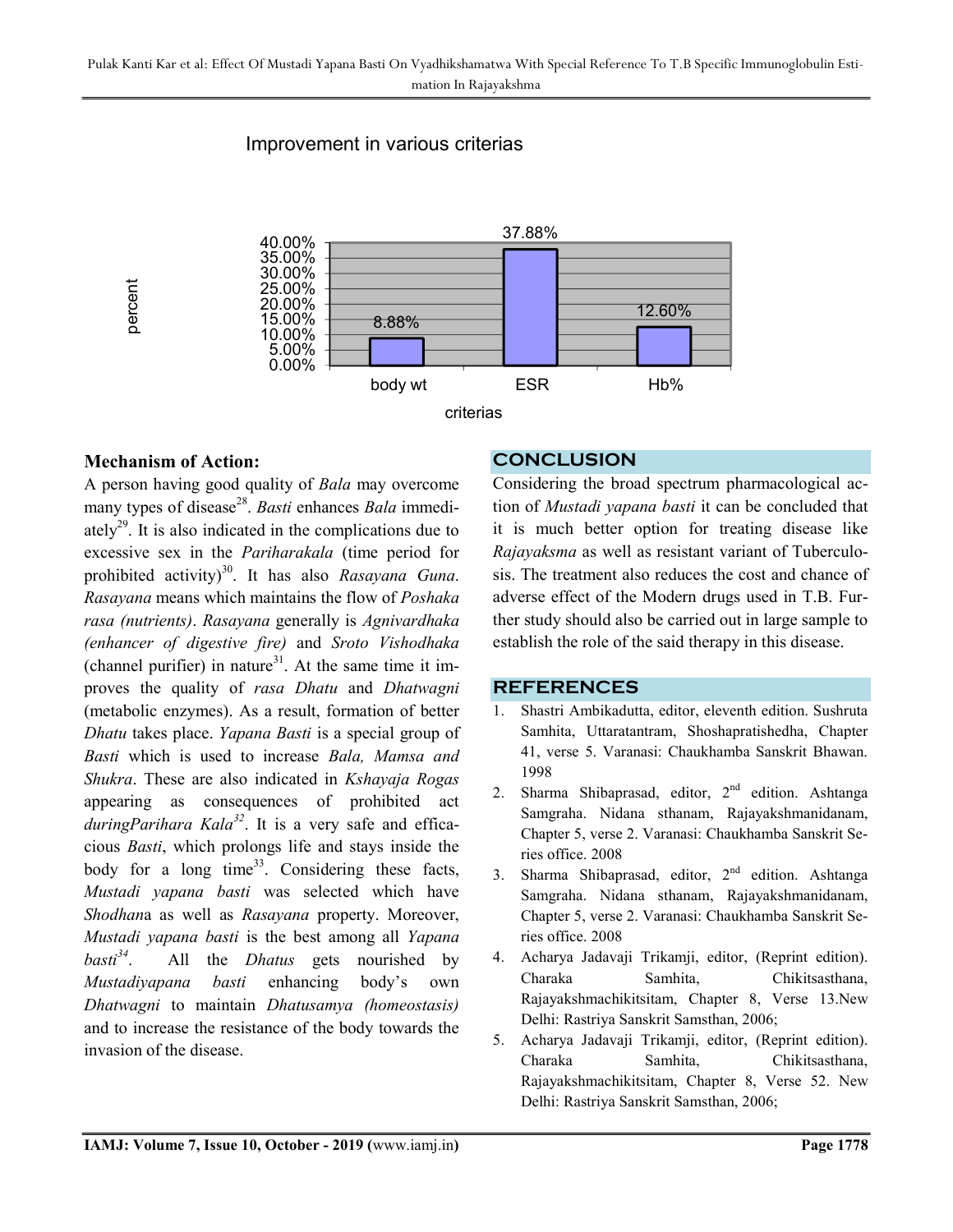Improvement in various criterias

| criterias | percent |
| --- | --- |
| body wt | 8.88% |
| ESR | 37.88% |
| Hb% | 12.60% |

## Mechanism of Action:

A person having good quality of *Bala* may overcome many types of disease[28]. *Basti* enhances *Bala* immediately[29]. It is also indicated in the complications due to excessive sex in the *Pariharakala* (time period for prohibited activity)[30]. It has also *Rasayana Guna*. *Rasayana* means which maintains the flow of *Poshaka rasa (nutrients)*. *Rasayana* generally is *Agnivardhaka (enhancer of digestive fire)* and *Sroto Vishodhaka* (channel purifier) in nature[31]. At the same time it improves the quality of *rasa Dhatu* and *Dhatwagni* (metabolic enzymes). As a result, formation of better *Dhatu* takes place. *Yapana Basti* is a special group of *Basti* which is used to increase *Bala, Mamsa and Shukra*. These are also indicated in *Kshayaja Rogas* appearing as consequences of prohibited act *duringParihara Kala*[32]. It is a very safe and efficacious *Basti*, which prolongs life and stays inside the body for a long time[33]. Considering these facts, *Mustadi yapana basti* was selected which have *Shodhan*a as well as *Rasayana* property. Moreover, *Mustadi yapana basti* is the best among all *Yapana basti*[34]. All the *Dhatus* gets nourished by *Mustadiyapana basti* enhancing body's own *Dhatwagni* to maintain *Dhatusamya (homeostasis)* and to increase the resistance of the body towards the invasion of the disease.

## CONCLUSION

Considering the broad spectrum pharmacological action of *Mustadi yapana basti* it can be concluded that it is much better option for treating disease like *Rajayaksma* as well as resistant variant of Tuberculosis. The treatment also reduces the cost and chance of adverse effect of the Modern drugs used in T.B. Further study should also be carried out in large sample to establish the role of the said therapy in this disease.

## REFERENCES

1. Shastri Ambikadutta, editor, eleventh edition. Sushruta Samhita, Uttaratantram, Shoshapratishedha, Chapter 41, verse 5. Varanasi: Chaukhamba Sanskrit Bhawan. 1998
2. Sharma Shibaprasad, editor, 2nd edition. Ashtanga Samgraha. Nidana sthanam, Rajayakshmanidanam, Chapter 5, verse 2. Varanasi: Chaukhamba Sanskrit Series office. 2008
3. Sharma Shibaprasad, editor, 2nd edition. Ashtanga Samgraha. Nidana sthanam, Rajayakshmanidanam, Chapter 5, verse 2. Varanasi: Chaukhamba Sanskrit Series office. 2008
4. Acharya Jadavaji Trikamji, editor, (Reprint edition). Charaka Samhita, Chikitsasthana, Rajayakshmachikitsitam, Chapter 8, Verse 13.New Delhi: Rastriya Sanskrit Samsthan, 2006;
5. Acharya Jadavaji Trikamji, editor, (Reprint edition). Charaka Samhita, Chikitsasthana, Rajayakshmachikitsitam, Chapter 8, Verse 52. New Delhi: Rastriya Sanskrit Samsthan, 2006;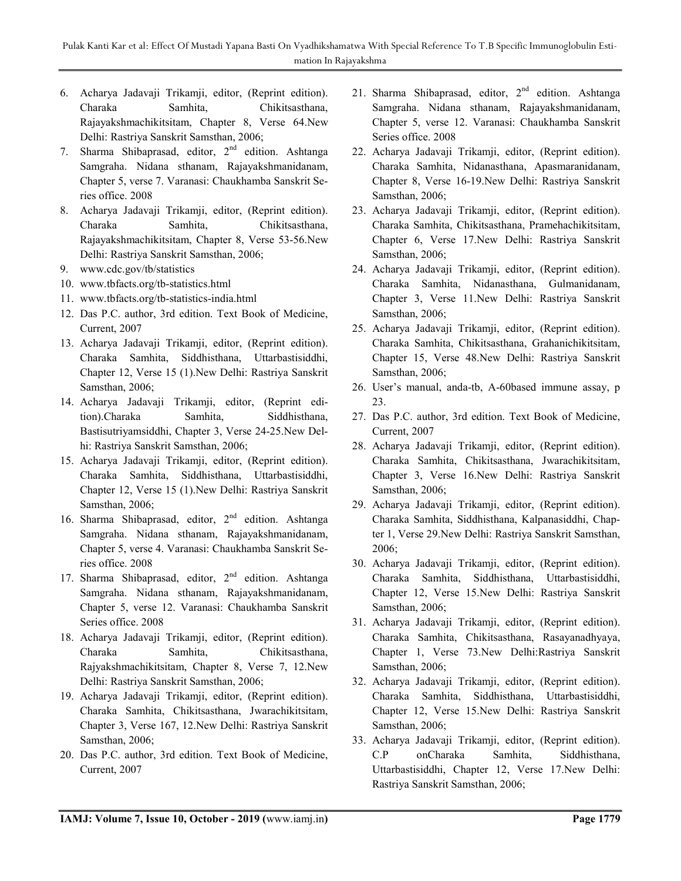6. Acharya Jadavaji Trikamji, editor, (Reprint edition). Charaka Samhita, Chikitsasthana, Rajayakshmachikitsitam, Chapter 8, Verse 64.New Delhi: Rastriya Sanskrit Samsthan, 2006;
7. Sharma Shibaprasad, editor, 2nd edition. Ashtanga Samgraha. Nidana sthanam, Rajayakshmanidanam, Chapter 5, verse 7. Varanasi: Chaukhamba Sanskrit Series office. 2008
8. Acharya Jadavaji Trikamji, editor, (Reprint edition). Charaka Samhita, Chikitsasthana, Rajayakshmachikitsitam, Chapter 8, Verse 53-56.New Delhi: Rastriya Sanskrit Samsthan, 2006;
9. www.cdc.gov/tb/statistics
10. www.tbfacts.org/tb-statistics.html
11. www.tbfacts.org/tb-statistics-india.html
12. Das P.C. author, 3rd edition. Text Book of Medicine, Current, 2007
13. Acharya Jadavaji Trikamji, editor, (Reprint edition). Charaka Samhita, Siddhisthana, Uttarbastisiddhi, Chapter 12, Verse 15 (1).New Delhi: Rastriya Sanskrit Samsthan, 2006;
14. Acharya Jadavaji Trikamji, editor, (Reprint edition).Charaka Samhita, Siddhisthana, Bastisutriyamsiddhi, Chapter 3, Verse 24-25.New Delhi: Rastriya Sanskrit Samsthan, 2006;
15. Acharya Jadavaji Trikamji, editor, (Reprint edition). Charaka Samhita, Siddhisthana, Uttarbastisiddhi, Chapter 12, Verse 15 (1).New Delhi: Rastriya Sanskrit Samsthan, 2006;
16. Sharma Shibaprasad, editor, 2nd edition. Ashtanga Samgraha. Nidana sthanam, Rajayakshmanidanam, Chapter 5, verse 4. Varanasi: Chaukhamba Sanskrit Series office. 2008
17. Sharma Shibaprasad, editor, 2nd edition. Ashtanga Samgraha. Nidana sthanam, Rajayakshmanidanam, Chapter 5, verse 12. Varanasi: Chaukhamba Sanskrit Series office. 2008
18. Acharya Jadavaji Trikamji, editor, (Reprint edition). Charaka Samhita, Chikitsasthana, Rajyakshmachikitsitam, Chapter 8, Verse 7, 12.New Delhi: Rastriya Sanskrit Samsthan, 2006;
19. Acharya Jadavaji Trikamji, editor, (Reprint edition). Charaka Samhita, Chikitsasthana, Jwarachikitsitam, Chapter 3, Verse 167, 12.New Delhi: Rastriya Sanskrit Samsthan, 2006;
20. Das P.C. author, 3rd edition. Text Book of Medicine, Current, 2007
21. Sharma Shibaprasad, editor, 2nd edition. Ashtanga Samgraha. Nidana sthanam, Rajayakshmanidanam, Chapter 5, verse 12. Varanasi: Chaukhamba Sanskrit Series office. 2008
22. Acharya Jadavaji Trikamji, editor, (Reprint edition). Charaka Samhita, Nidanasthana, Apasmaranidanam, Chapter 8, Verse 16-19.New Delhi: Rastriya Sanskrit Samsthan, 2006;
23. Acharya Jadavaji Trikamji, editor, (Reprint edition). Charaka Samhita, Chikitsasthana, Pramehachikitsitam, Chapter 6, Verse 17.New Delhi: Rastriya Sanskrit Samsthan, 2006;
24. Acharya Jadavaji Trikamji, editor, (Reprint edition). Charaka Samhita, Nidanasthana, Gulmanidanam, Chapter 3, Verse 11.New Delhi: Rastriya Sanskrit Samsthan, 2006;
25. Acharya Jadavaji Trikamji, editor, (Reprint edition). Charaka Samhita, Chikitsasthana, Grahanichikitsitam, Chapter 15, Verse 48.New Delhi: Rastriya Sanskrit Samsthan, 2006;
26. User's manual, anda-tb, A-60based immune assay, p 23.
27. Das P.C. author, 3rd edition. Text Book of Medicine, Current, 2007
28. Acharya Jadavaji Trikamji, editor, (Reprint edition). Charaka Samhita, Chikitsasthana, Jwarachikitsitam, Chapter 3, Verse 16.New Delhi: Rastriya Sanskrit Samsthan, 2006;
29. Acharya Jadavaji Trikamji, editor, (Reprint edition). Charaka Samhita, Siddhisthana, Kalpanasiddhi, Chapter 1, Verse 29.New Delhi: Rastriya Sanskrit Samsthan, 2006;
30. Acharya Jadavaji Trikamji, editor, (Reprint edition). Charaka Samhita, Siddhisthana, Uttarbastisiddhi, Chapter 12, Verse 15.New Delhi: Rastriya Sanskrit Samsthan, 2006;
31. Acharya Jadavaji Trikamji, editor, (Reprint edition). Charaka Samhita, Chikitsasthana, Rasayanadhyaya, Chapter 1, Verse 73.New Delhi:Rastriya Sanskrit Samsthan, 2006;
32. Acharya Jadavaji Trikamji, editor, (Reprint edition). Charaka Samhita, Siddhisthana, Uttarbastisiddhi, Chapter 12, Verse 15.New Delhi: Rastriya Sanskrit Samsthan, 2006;
33. Acharya Jadavaji Trikamji, editor, (Reprint edition). C.P onCharaka Samhita, Siddhisthana, Uttarbastisiddhi, Chapter 12, Verse 17.New Delhi: Rastriya Sanskrit Samsthan, 2006;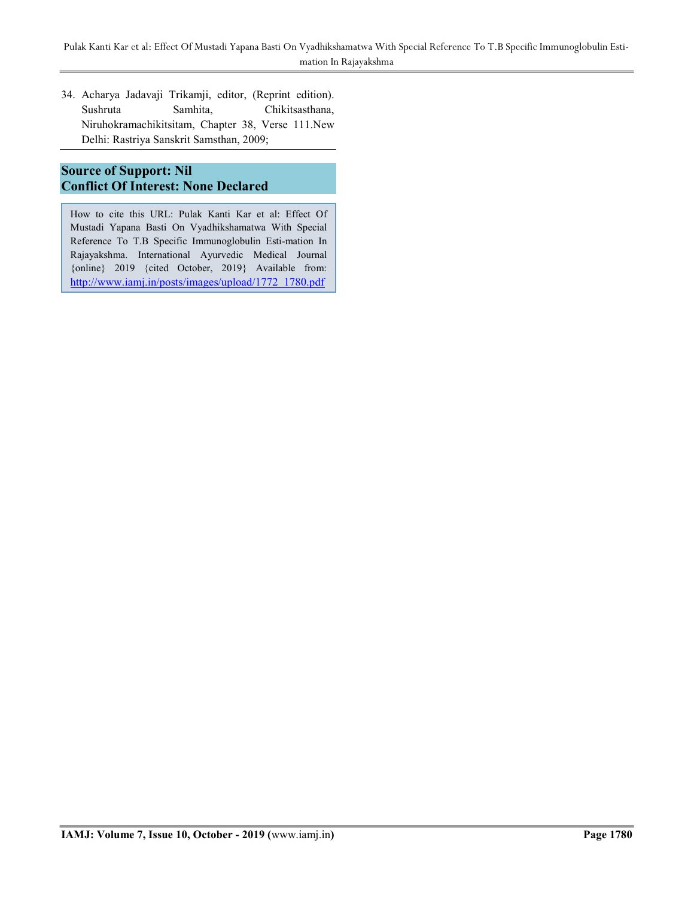34. Acharya Jadavaji Trikamji, editor, (Reprint edition). Sushruta Samhita, Chikitsasthana, Niruhokramachikitsitam, Chapter 38, Verse 111.New Delhi: Rastriya Sanskrit Samsthan, 2009;

**Source of Support: Nil**
**Conflict Of Interest: None Declared**

How to cite this URL: Pulak Kanti Kar et al: Effect Of Mustadi Yapana Basti On Vyadhikshamatwa With Special Reference To T.B Specific Immunoglobulin Esti-mation In Rajayakshma. International Ayurvedic Medical Journal {online} 2019 {cited October, 2019} Available from: http://www.iamj.in/posts/images/upload/1772_1780.pdf